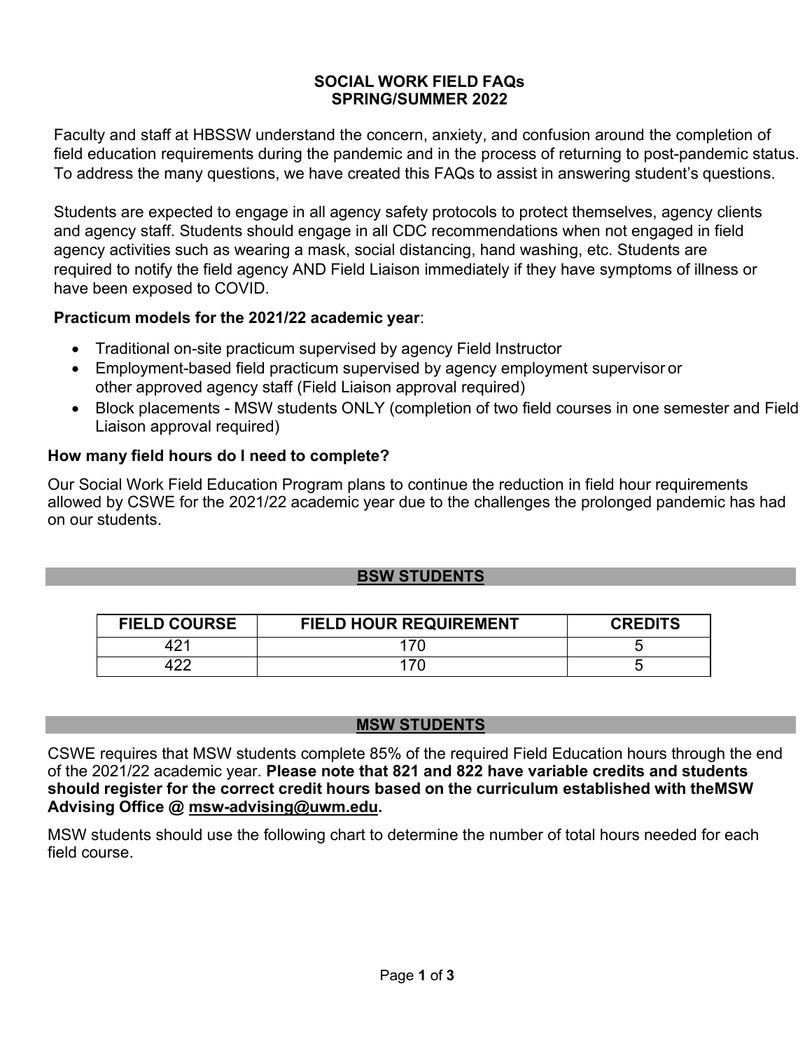# SOCIAL WORK FIELD FAQs
# SPRING/SUMMER 2022

Faculty and staff at HBSSW understand the concern, anxiety, and confusion around the completion of field education requirements during the pandemic and in the process of returning to post-pandemic status. To address the many questions, we have created this FAQs to assist in answering student's questions.

Students are expected to engage in all agency safety protocols to protect themselves, agency clients and agency staff. Students should engage in all CDC recommendations when not engaged in field agency activities such as wearing a mask, social distancing, hand washing, etc. Students are required to notify the field agency AND Field Liaison immediately if they have symptoms of illness or have been exposed to COVID.

**Practicum models for the 2021/22 academic year**:

- Traditional on-site practicum supervised by agency Field Instructor
- Employment-based field practicum supervised by agency employment supervisor or other approved agency staff (Field Liaison approval required)
- Block placements - MSW students ONLY (completion of two field courses in one semester and Field Liaison approval required)

### How many field hours do I need to complete?

Our Social Work Field Education Program plans to continue the reduction in field hour requirements allowed by CSWE for the 2021/22 academic year due to the challenges the prolonged pandemic has had on our students.

## BSW STUDENTS

| FIELD COURSE | FIELD HOUR REQUIREMENT | CREDITS |
|---|---|---|
| 421 | 170 | 5 |
| 422 | 170 | 5 |

## MSW STUDENTS

CSWE requires that MSW students complete 85% of the required Field Education hours through the end of the 2021/22 academic year. **Please note that 821 and 822 have variable credits and students should register for the correct credit hours based on the curriculum established with theMSW Advising Office @ msw-advising@uwm.edu.**

MSW students should use the following chart to determine the number of total hours needed for each field course.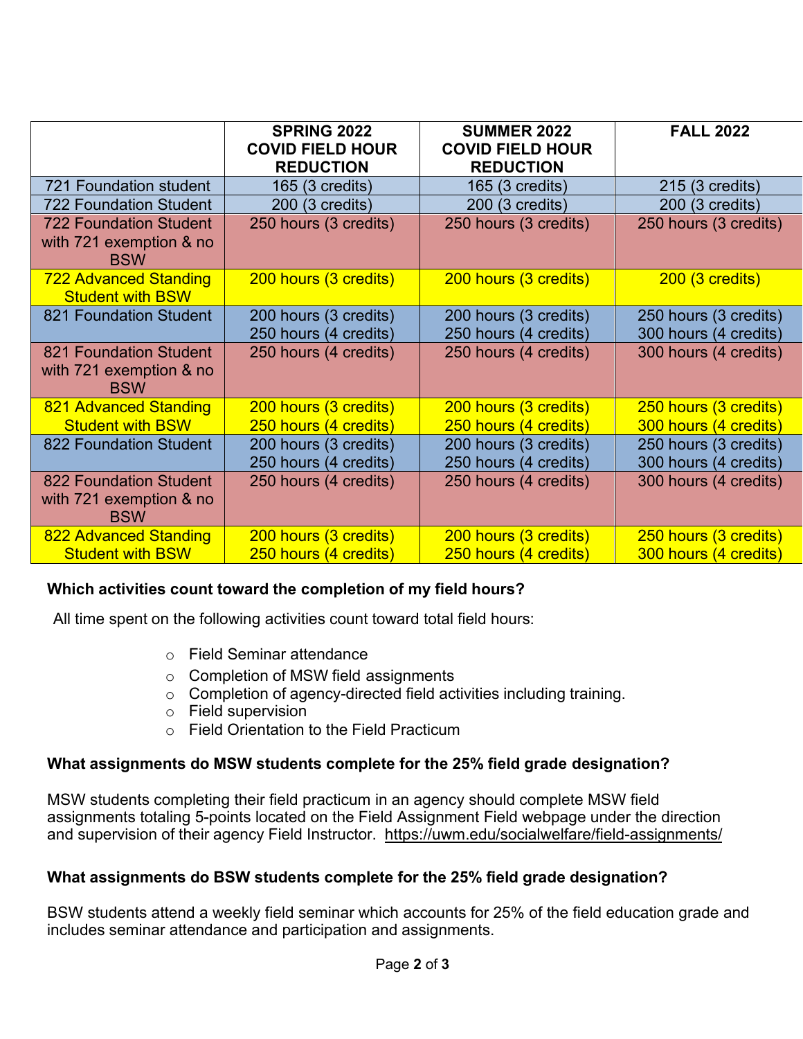| | SPRING 2022 COVID FIELD HOUR REDUCTION | SUMMER 2022 COVID FIELD HOUR REDUCTION | FALL 2022 |
|---|---|---|---|
| 721 Foundation student | 165 (3 credits) | 165 (3 credits) | 215 (3 credits) |
| 722 Foundation Student | 200 (3 credits) | 200 (3 credits) | 200 (3 credits) |
| 722 Foundation Student with 721 exemption & no BSW | 250 hours (3 credits) | 250 hours (3 credits) | 250 hours (3 credits) |
| 722 Advanced Standing Student with BSW | 200 hours (3 credits) | 200 hours (3 credits) | 200 (3 credits) |
| 821 Foundation Student | 200 hours (3 credits) 250 hours (4 credits) | 200 hours (3 credits) 250 hours (4 credits) | 250 hours (3 credits) 300 hours (4 credits) |
| 821 Foundation Student with 721 exemption & no BSW | 250 hours (4 credits) | 250 hours (4 credits) | 300 hours (4 credits) |
| 821 Advanced Standing Student with BSW | 200 hours (3 credits) 250 hours (4 credits) | 200 hours (3 credits) 250 hours (4 credits) | 250 hours (3 credits) 300 hours (4 credits) |
| 822 Foundation Student | 200 hours (3 credits) 250 hours (4 credits) | 200 hours (3 credits) 250 hours (4 credits) | 250 hours (3 credits) 300 hours (4 credits) |
| 822 Foundation Student with 721 exemption & no BSW | 250 hours (4 credits) | 250 hours (4 credits) | 300 hours (4 credits) |
| 822 Advanced Standing Student with BSW | 200 hours (3 credits) 250 hours (4 credits) | 200 hours (3 credits) 250 hours (4 credits) | 250 hours (3 credits) 300 hours (4 credits) |

**Which activities count toward the completion of my field hours?**

All time spent on the following activities count toward total field hours:

- Field Seminar attendance
- Completion of MSW field assignments
- Completion of agency-directed field activities including training.
- Field supervision
- Field Orientation to the Field Practicum

**What assignments do MSW students complete for the 25% field grade designation?**

MSW students completing their field practicum in an agency should complete MSW field assignments totaling 5-points located on the Field Assignment Field webpage under the direction and supervision of their agency Field Instructor. https://uwm.edu/socialwelfare/field-assignments/

**What assignments do BSW students complete for the 25% field grade designation?**

BSW students attend a weekly field seminar which accounts for 25% of the field education grade and includes seminar attendance and participation and assignments.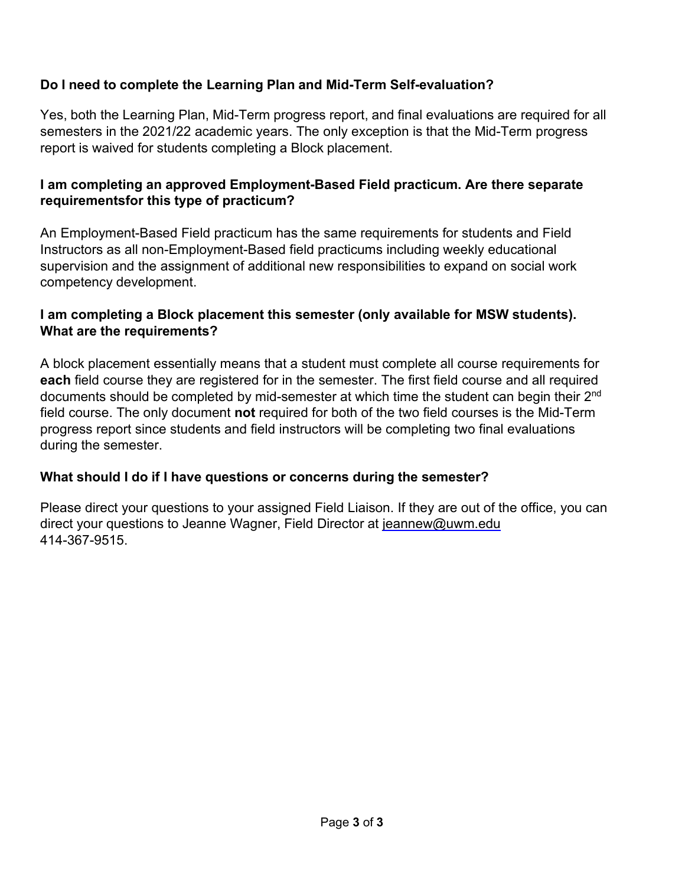**Do I need to complete the Learning Plan and Mid-Term Self-evaluation?**

Yes, both the Learning Plan, Mid-Term progress report, and final evaluations are required for all semesters in the 2021/22 academic years. The only exception is that the Mid-Term progress report is waived for students completing a Block placement.

**I am completing an approved Employment-Based Field practicum. Are there separate requirementsfor this type of practicum?**

An Employment-Based Field practicum has the same requirements for students and Field Instructors as all non-Employment-Based field practicums including weekly educational supervision and the assignment of additional new responsibilities to expand on social work competency development.

**I am completing a Block placement this semester (only available for MSW students). What are the requirements?**

A block placement essentially means that a student must complete all course requirements for **each** field course they are registered for in the semester. The first field course and all required documents should be completed by mid-semester at which time the student can begin their 2nd field course. The only document **not** required for both of the two field courses is the Mid-Term progress report since students and field instructors will be completing two final evaluations during the semester.

**What should I do if I have questions or concerns during the semester?**

Please direct your questions to your assigned Field Liaison. If they are out of the office, you can direct your questions to Jeanne Wagner, Field Director at jeannew@uwm.edu 414-367-9515.